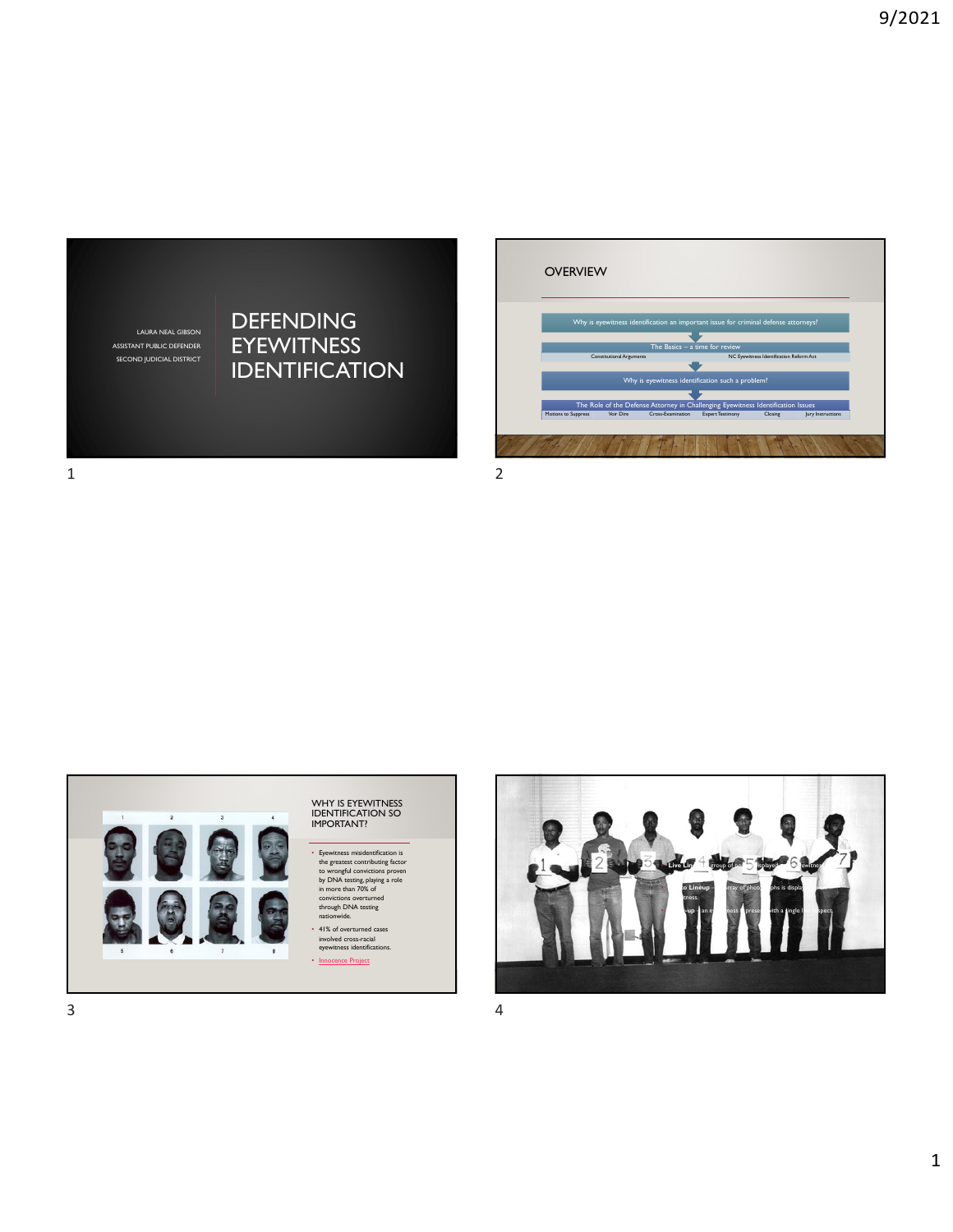# DEFENDING EYEWITNESS IDENTIFICATION

LAURA NEAL GIBSON
ASSISTANT PUBLIC DEFENDER
SECOND JUDICIAL DISTRICT

## OVERVIEW

- Why is eyewitness identification an important issue for criminal defense attorneys?
- The Basics – a time for review
  - Constitutional Arguments
  - NC Eyewitness Identification Reform Act
- Why is eyewitness identification such a problem?
- The Role of the Defense Attorney in Challenging Eyewitness Identification Issues
  - Motions to Suppress
  - Voir Dire
  - Cross-Examination
  - Expert Testimony
  - Closing
  - Jury Instructions

## WHY IS EYEWITNESS IDENTIFICATION SO IMPORTANT?

- Eyewitness misidentification is the greatest contributing factor to wrongful convictions proven by DNA testing, playing a role in more than 70% of convictions overturned through DNA testing nationwide.
- 41% of overturned cases involved cross-racial eyewitness identifications.
- Innocence Project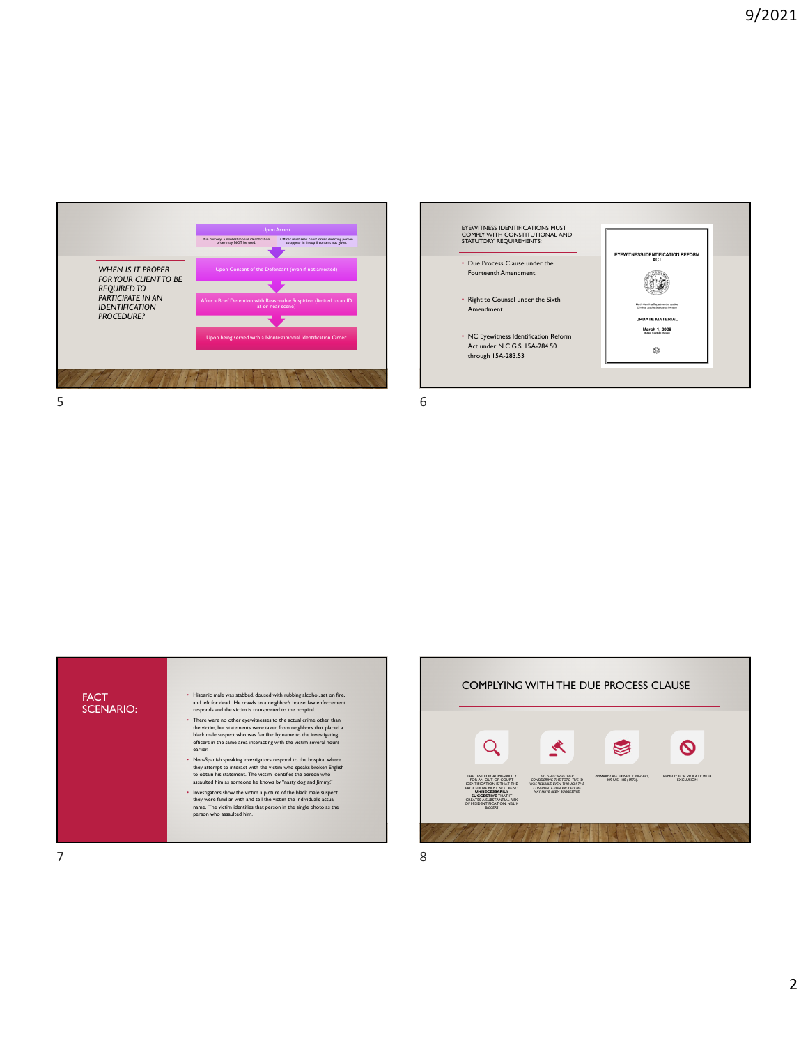## Slide 5

*WHEN IS IT PROPER FOR YOUR CLIENT TO BE REQUIRED TO PARTICIPATE IN AN IDENTIFICATION PROCEDURE?*

- Upon Arrest
  - If in custody, a nontestimonial identification order may NOT be used.
  - Officer must seek court order directing person to appear in lineup if consent not given.
- Upon Consent of the Defendant (even if not arrested)
- After a Brief Detention with Reasonable Suspicion (limited to an ID at or near scene)
- Upon being served with a Nontestimonial Identification Order

## Slide 6

EYEWITNESS IDENTIFICATIONS MUST COMPLY WITH CONSTITUTIONAL AND STATUTORY REQUIREMENTS:

- Due Process Clause under the Fourteenth Amendment
- Right to Counsel under the Sixth Amendment
- NC Eyewitness Identification Reform Act under N.C.G.S. 15A-284.50 through 15A-283.53

EYEWITNESS IDENTIFICATION REFORM ACT

North Carolina Department of Justice
Criminal Justice Standards Division

UPDATE MATERIAL

March 1, 2008

## Slide 7

FACT SCENARIO:

- Hispanic male was stabbed, doused with rubbing alcohol, set on fire, and left for dead. He crawls to a neighbor's house, law enforcement responds and the victim is transported to the hospital.
- There were no other eyewitnesses to the actual crime other than the victim, but statements were taken from neighbors that placed a black male suspect who was familiar by name to the investigating officers in the same area interacting with the victim several hours earlier.
- Non-Spanish speaking investigators respond to the hospital where they attempt to interact with the victim who speaks broken English to obtain his statement. The victim identifies the person who assaulted him as someone he knows by "nasty dog and Jimmy."
- Investigators show the victim a picture of the black male suspect they were familiar with and tell the victim the individual's actual name. The victim identifies that person in the single photo as the person who assaulted him.

## Slide 8

COMPLYING WITH THE DUE PROCESS CLAUSE

- THE TEST FOR ADMISSIBILITY FOR AN OUT-OF-COURT IDENTIFICATION IS THAT THE PROCEDURE MUST NOT BE SO **UNNECESSARILY SUGGESTIVE** THAT IT CREATES A SUBSTANTIAL RISK OF MISIDENTIFICATION. NEIL V. BIGGERS
- BIG ISSUE: WHETHER CONSIDERING THE TOTC, THE ID WAS RELIABLE EVEN THOUGH THE CONFRONTATION PROCEDURE MAY HAVE BEEN SUGGESTIVE.
- PRIMARY CASE → NEIL V. BIGGERS, 409 U.S. 188 (1972).
- REMEDY FOR VIOLATION → EXCLUSION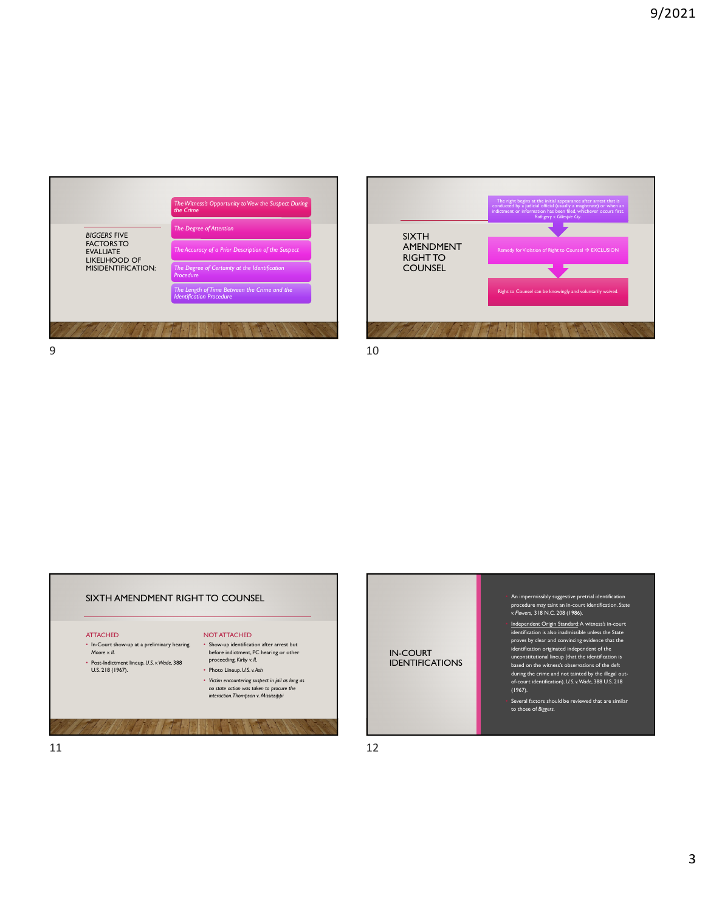## *BIGGERS* FIVE FACTORS TO EVALUATE LIKELIHOOD OF MISIDENTIFICATION:

- *The Witness's Opportunity to View the Suspect During the Crime*
- *The Degree of Attention*
- *The Accuracy of a Prior Description of the Suspect*
- *The Degree of Certainty at the Identification Procedure*
- *The Length of Time Between the Crime and the Identification Procedure*

## SIXTH AMENDMENT RIGHT TO COUNSEL

- The right begins at the initial appearance after arrest that is conducted by a judicial official (usually a magistrate) or when an indictment or information has been filed, whichever occurs first. *Rothgery v. Gillespie Cty.*
- Remedy for Violation of Right to Counsel → EXCLUSION
- Right to Counsel can be knowingly and voluntarily waived.

## SIXTH AMENDMENT RIGHT TO COUNSEL

**ATTACHED**

- In-Court show-up at a preliminary hearing. *Moore v. IL*
- Post-Indictment lineup. *U.S. v. Wade*, 388 U.S. 218 (1967).

**NOT ATTACHED**

- Show-up identification after arrest but before indictment, PC hearing or other proceeding. *Kirby v. IL*
- Photo Lineup. *U.S. v. Ash*
- *Victim encountering suspect in jail as long as no state action was taken to procure the interaction. Thompson v. Mississippi*

## IN-COURT IDENTIFICATIONS

- An impermissibly suggestive pretrial identification procedure may taint an in-court identification. *State v. Flowers*, 318 N.C. 208 (1986).
- Independent Origin Standard: A witness's in-court identification is also inadmissible unless the State proves by clear and convincing evidence that the identification originated independent of the unconstitutional lineup (that the identification is based on the witness's observations of the deft during the crime and not tainted by the illegal out-of-court identification). *U.S. v. Wade*, 388 U.S. 218 (1967).
- Several factors should be reviewed that are similar to those of *Biggers*.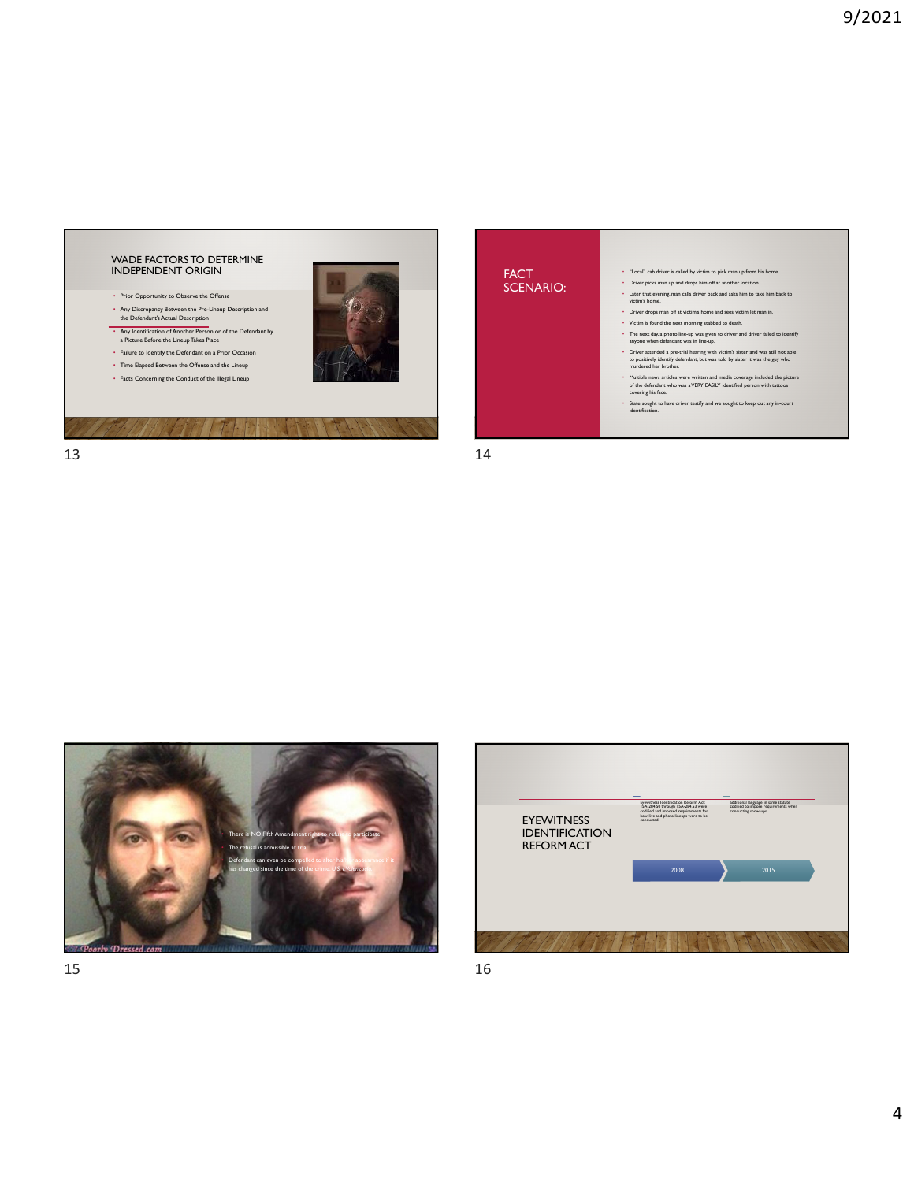## WADE FACTORS TO DETERMINE INDEPENDENT ORIGIN

- Prior Opportunity to Observe the Offense
- Any Discrepancy Between the Pre-Lineup Description and the Defendant's Actual Description
- Any Identification of Another Person or of the Defendant by a Picture Before the Lineup Takes Place
- Failure to Identify the Defendant on a Prior Occasion
- Time Elapsed Between the Offense and the Lineup
- Facts Concerning the Conduct of the Illegal Lineup

## FACT SCENARIO:

- "Local" cab driver is called by victim to pick man up from his home.
- Driver picks man up and drops him off at another location.
- Later that evening, man calls driver back and asks him to take him back to victim's home.
- Driver drops man off at victim's home and sees victim let man in.
- Victim is found the next morning stabbed to death.
- The next day, a photo line-up was given to driver and driver failed to identify anyone when defendant was in line-up.
- Driver attended a pre-trial hearing with victim's sister and was still not able to positively identify defendant, but was told by sister it was the guy who murdered her brother.
- Multiple news articles were written and media coverage included the picture of the defendant who was a VERY EASILY identified person with tattoos covering his face.
- State sought to have driver testify and we sought to keep out any in-court identification.

There is NO Fifth Amendment right to refuse to participate.

The refusal is admissible at trial.

Defendant can even be compelled to alter his/her appearance if it has changed since the time of the crime. *U.S. v. Valenzuela*

## EYEWITNESS IDENTIFICATION REFORM ACT

- 2008: Eyewitness Identification Reform Act 15A-284.50 through 15A-284.53 were codified and imposed requirements for how live and photo lineups were to be conducted.
- 2015: additional language in same statute codified to impose requirements when conducting show-ups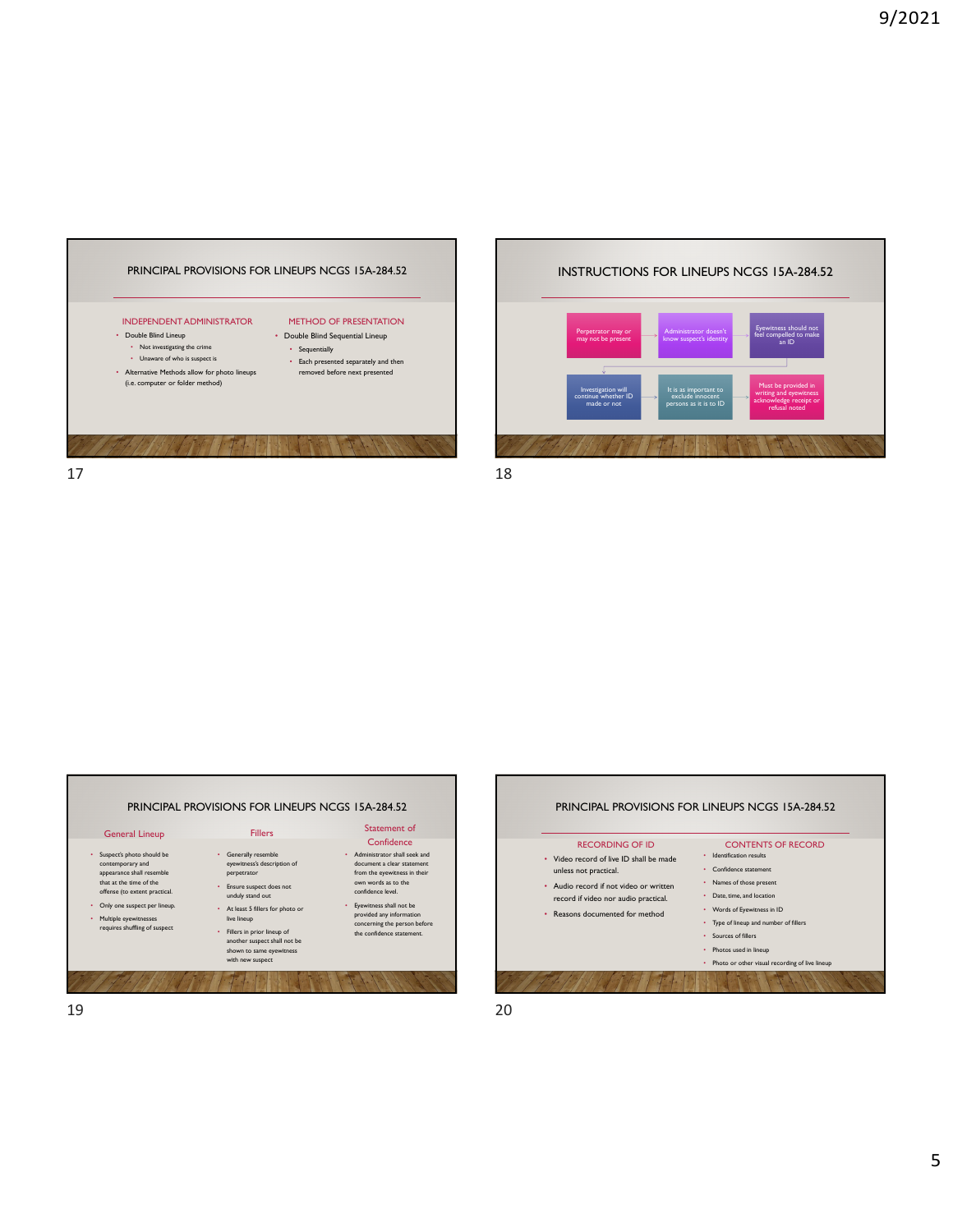## PRINCIPAL PROVISIONS FOR LINEUPS NCGS 15A-284.52

### INDEPENDENT ADMINISTRATOR

- Double Blind Lineup
  - Not investigating the crime
  - Unaware of who is suspect is
- Alternative Methods allow for photo lineups (i.e. computer or folder method)

### METHOD OF PRESENTATION

- Double Blind Sequential Lineup
  - Sequentially
  - Each presented separately and then removed before next presented

## INSTRUCTIONS FOR LINEUPS NCGS 15A-284.52

- Perpetrator may or may not be present
- Administrator doesn't know suspect's identity
- Eyewitness should not feel compelled to make an ID
- Investigation will continue whether ID made or not
- It is as important to exclude innocent persons as it is to ID
- Must be provided in writing and eyewitness acknowledge receipt or refusal noted

## PRINCIPAL PROVISIONS FOR LINEUPS NCGS 15A-284.52

### General Lineup

- Suspect's photo should be contemporary and appearance shall resemble that at the time of the offense (to extent practical.
- Only one suspect per lineup.
- Multiple eyewitnesses requires shuffling of suspect

### Fillers

- Generally resemble eyewitness's description of perpetrator
- Ensure suspect does not unduly stand out
- At least 5 fillers for photo or live lineup
- Fillers in prior lineup of another suspect shall not be shown to same eyewitness with new suspect

### Statement of Confidence

- Administrator shall seek and document a clear statement from the eyewitness in their own words as to the confidence level.
- Eyewitness shall not be provided any information concerning the person before the confidence statement.

## PRINCIPAL PROVISIONS FOR LINEUPS NCGS 15A-284.52

### RECORDING OF ID

- Video record of live ID shall be made unless not practical.
- Audio record if not video or written record if video nor audio practical.
- Reasons documented for method

### CONTENTS OF RECORD

- Identification results
- Confidence statement
- Names of those present
- Date, time, and location
- Words of Eyewitness in ID
- Type of lineup and number of fillers
- Sources of fillers
- Photos used in lineup
- Photo or other visual recording of live lineup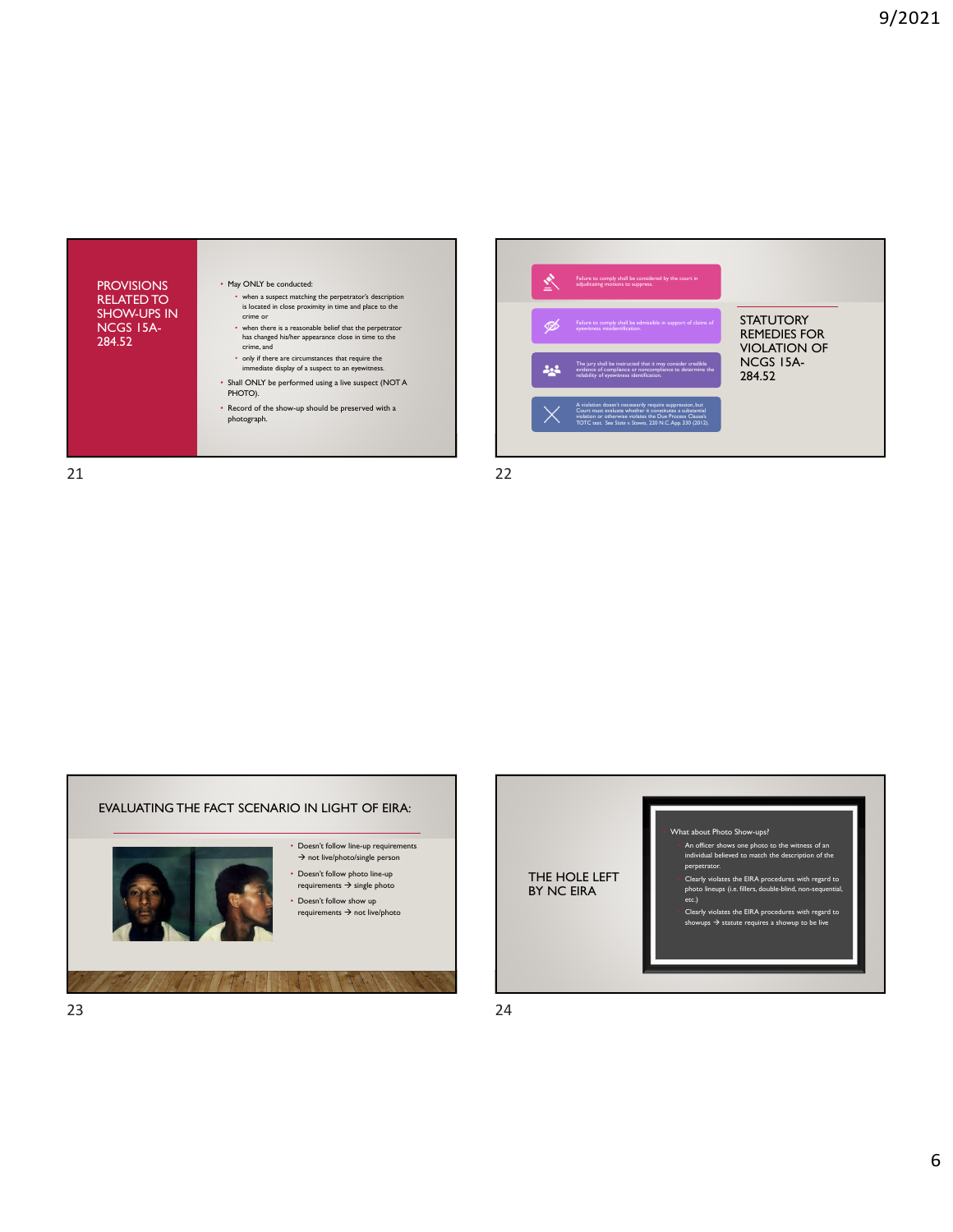## PROVISIONS RELATED TO SHOW-UPS IN NCGS 15A-284.52

- May ONLY be conducted:
  - when a suspect matching the perpetrator's description is located in close proximity in time and place to the crime or
  - when there is a reasonable belief that the perpetrator has changed his/her appearance close in time to the crime, and
  - only if there are circumstances that require the immediate display of a suspect to an eyewitness.
- Shall ONLY be performed using a live suspect (NOT A PHOTO).
- Record of the show-up should be preserved with a photograph.

## STATUTORY REMEDIES FOR VIOLATION OF NCGS 15A-284.52

- Failure to comply shall be considered by the court in adjudicating motions to suppress.
- Failure to comply shall be admissible in support of claims of eyewitness misidentification.
- The jury shall be instructed that it may consider credible evidence of compliance or noncompliance to determine the reliability of eyewitness identification.
- A violation doesn't necessarily require suppression, but Court must evaluate whether it constitutes a substantial violation or otherwise violates the Due Process Clause's TOTC test. See State v. Stowe, 220 N.C.App. 330 (2012).

## EVALUATING THE FACT SCENARIO IN LIGHT OF EIRA:

- Doesn't follow line-up requirements → not live/photo/single person
- Doesn't follow photo line-up requirements → single photo
- Doesn't follow show up requirements → not live/photo

## THE HOLE LEFT BY NC EIRA

- What about Photo Show-ups?
  - An officer shows one photo to the witness of an individual believed to match the description of the perpetrator.
  - Clearly violates the EIRA procedures with regard to photo lineups (i.e. fillers, double-blind, non-sequential, etc.)
  - Clearly violates the EIRA procedures with regard to showups → statute requires a showup to be live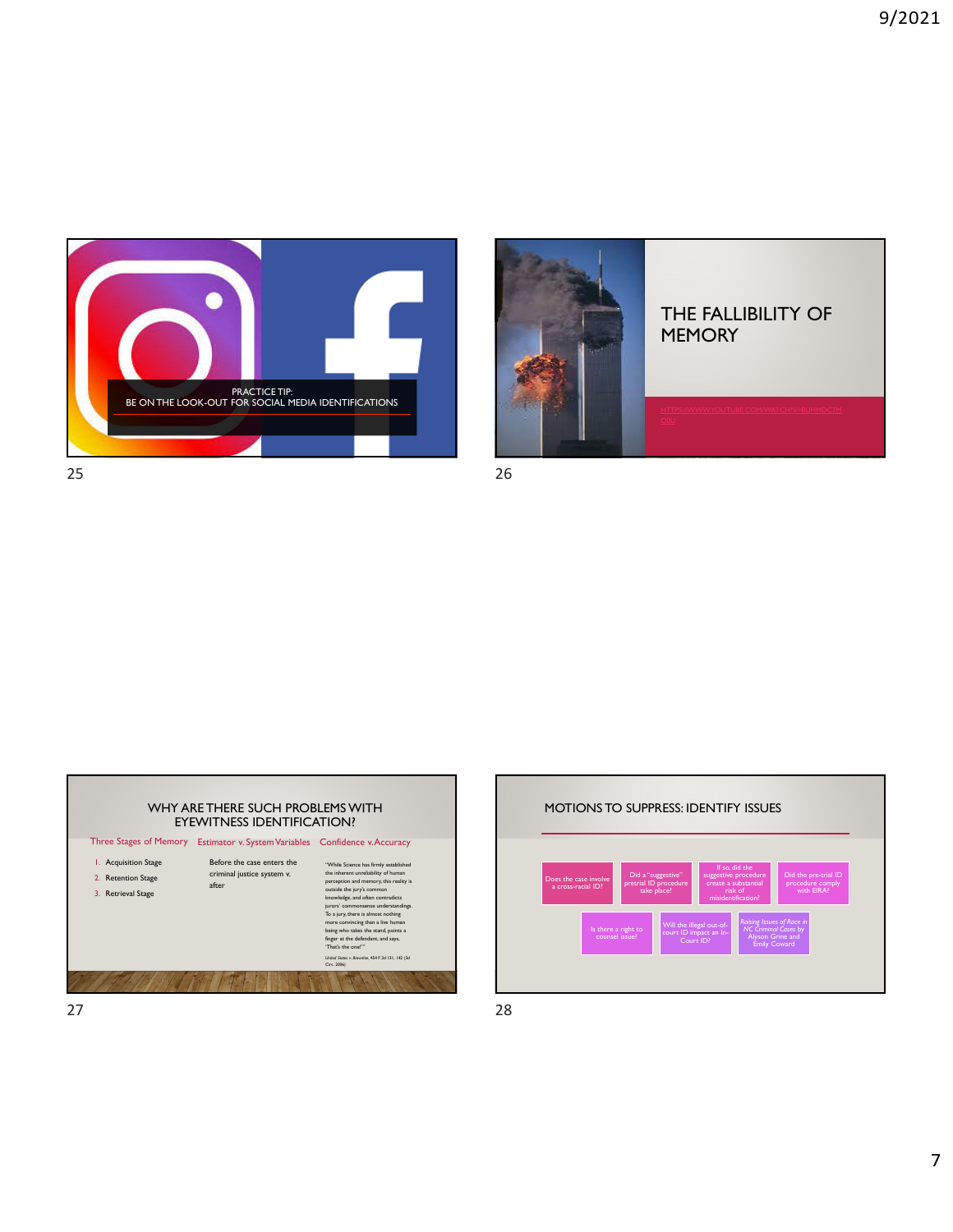## Slide 25

PRACTICE TIP:
BE ON THE LOOK-OUT FOR SOCIAL MEDIA IDENTIFICATIONS

## Slide 26

# THE FALLIBILITY OF MEMORY

HTTPS://WWW.YOUTUBE.COM/WATCH?V=BUHMOC7M O8U

## Slide 27

# WHY ARE THERE SUCH PROBLEMS WITH EYEWITNESS IDENTIFICATION?

**Three Stages of Memory**

1. Acquisition Stage
2. Retention Stage
3. Retrieval Stage

**Estimator v. System Variables**

Before the case enters the criminal justice system v. after

**Confidence v. Accuracy**

"While Science has firmly established the inherent unreliability of human perception and memory, this reality is outside the jury's common knowledge, and often contradicts jurors' commonsense understandings. To a jury, there is almost nothing more convincing than a live human being who takes the stand, points a finger at the defendant, and says, 'That's the one!'"

*United States v. Brownlee*, 454 F.3d 131, 142 (3d Cir. 2006)

## Slide 28

# MOTIONS TO SUPPRESS: IDENTIFY ISSUES

- Does the case involve a cross-racial ID?
- Did a "suggestive" pretrial ID procedure take place?
- If so, did the suggestive procedure create a substantial risk of misidentification?
- Did the pre-trial ID procedure comply with EIRA?
- Is there a right to counsel issue?
- Will the illegal out-of-court ID impact an In-Court ID?
- *Raising Issues of Race in NC Criminal Cases* by Alyson Grine and Emily Coward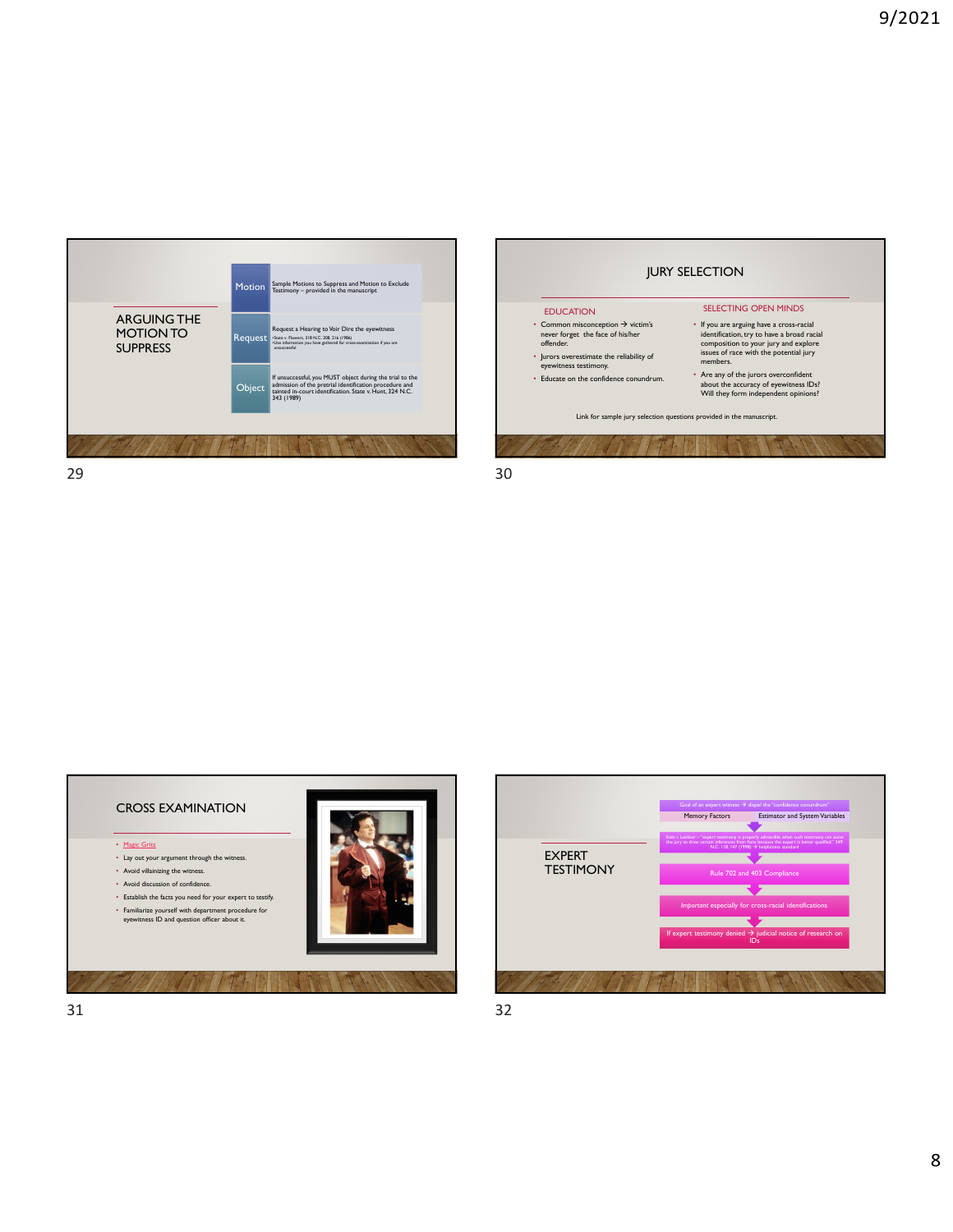## ARGUING THE MOTION TO SUPPRESS

**Motion** — Sample Motions to Suppress and Motion to Exclude Testimony – provided in the manuscript

**Request** — Request a Hearing to Voir Dire the eyewitness
- State v. Flowers, 318 N.C. 208, 216 (1986)
- Use information you have gathered for cross-examination if you are unsuccessful

**Object** — If unsuccessful, you MUST object during the trial to the admission of the pretrial identification procedure and tainted in-court identification. State v. Hunt, 324 N.C. 343 (1989)

## JURY SELECTION

### EDUCATION

- Common misconception → victim's never forget the face of his/her offender.
- Jurors overestimate the reliability of eyewitness testimony.
- Educate on the confidence conundrum.

### SELECTING OPEN MINDS

- If you are arguing have a cross-racial identification, try to have a broad racial composition to your jury and explore issues of race with the potential jury members.
- Are any of the jurors overconfident about the accuracy of eyewitness IDs? Will they form independent opinions?

Link for sample jury selection questions provided in the manuscript.

## CROSS EXAMINATION

- Magic Grits
- Lay out your argument through the witness.
- Avoid villainizing the witness.
- Avoid discussion of confidence.
- Establish the facts you need for your expert to testify.
- Familiarize yourself with department procedure for eyewitness ID and question officer about it.

## EXPERT TESTIMONY

- Goal of an expert witness → dispel the "confidence conundrum"
  - Memory Factors
  - Estimator and System Variables
- State v. Locklear – "expert testimony is properly admissible when such testimony can assist the jury to draw certain inferences from facts because the expert is better qualified." 349 N.C. 118, 147 (1998) → helpfulness standard
- Rule 702 and 403 Compliance
- *Important* especially for cross-racial identifications
- If expert testimony denied → judicial notice of research on IDs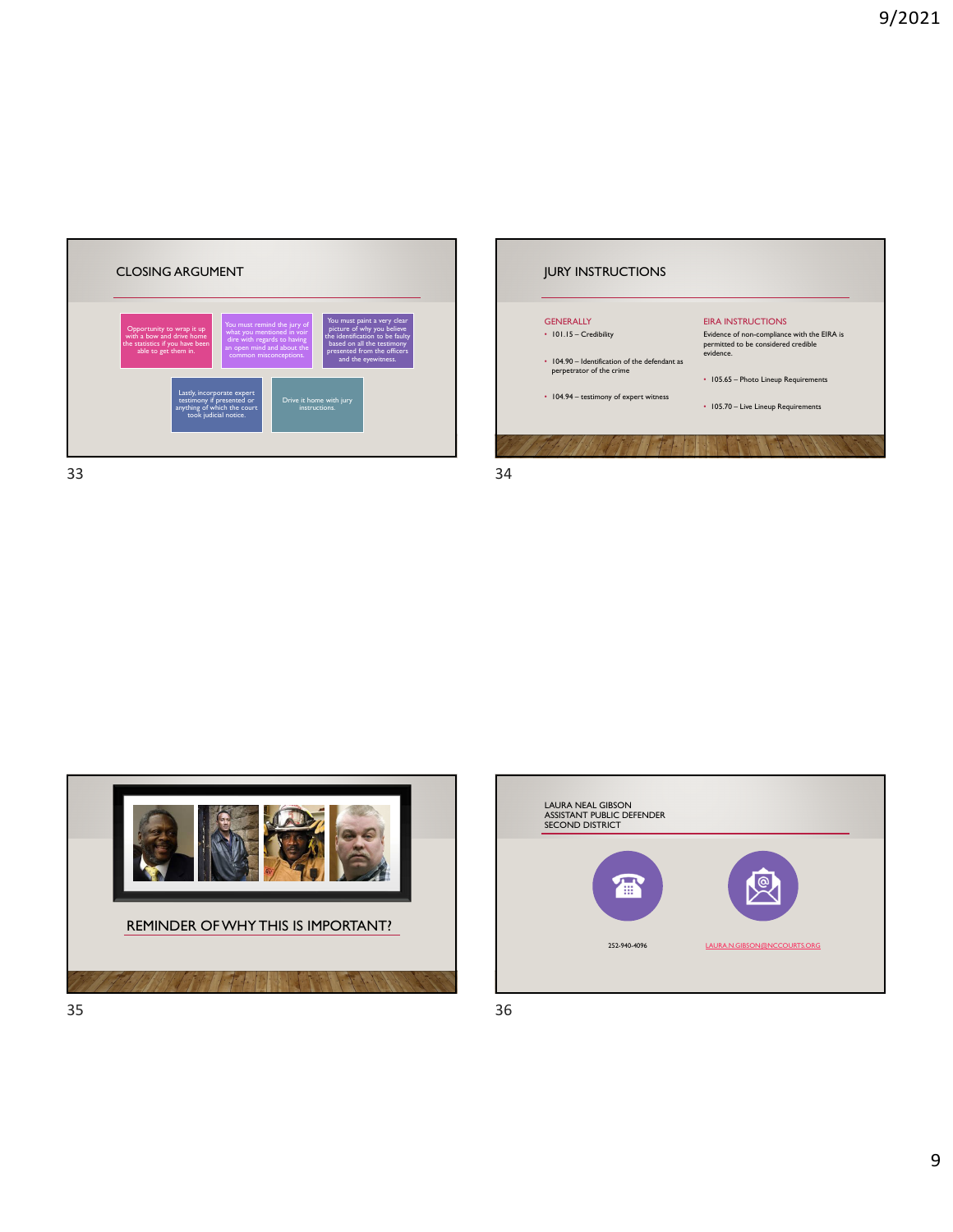## CLOSING ARGUMENT

Opportunity to wrap it up with a bow and drive home the statistics if you have been able to get them in.

You must remind the jury of what you mentioned in voir dire with regards to having an open mind and about the common misconceptions.

You must paint a very clear picture of why you believe the identification to be faulty based on all the testimony presented from the officers and the eyewitness.

Lastly, incorporate expert testimony if presented or anything of which the court took judicial notice.

Drive it home with jury instructions.

## JURY INSTRUCTIONS

GENERALLY

- 101.15 – Credibility
- 104.90 – Identification of the defendant as perpetrator of the crime
- 104.94 – testimony of expert witness

EIRA INSTRUCTIONS

Evidence of non-compliance with the EIRA is permitted to be considered credible evidence.

- 105.65 – Photo Lineup Requirements
- 105.70 – Live Lineup Requirements

## REMINDER OF WHY THIS IS IMPORTANT?

LAURA NEAL GIBSON
ASSISTANT PUBLIC DEFENDER
SECOND DISTRICT

252-940-4096

LAURA.N.GIBSON@NCCOURTS.ORG